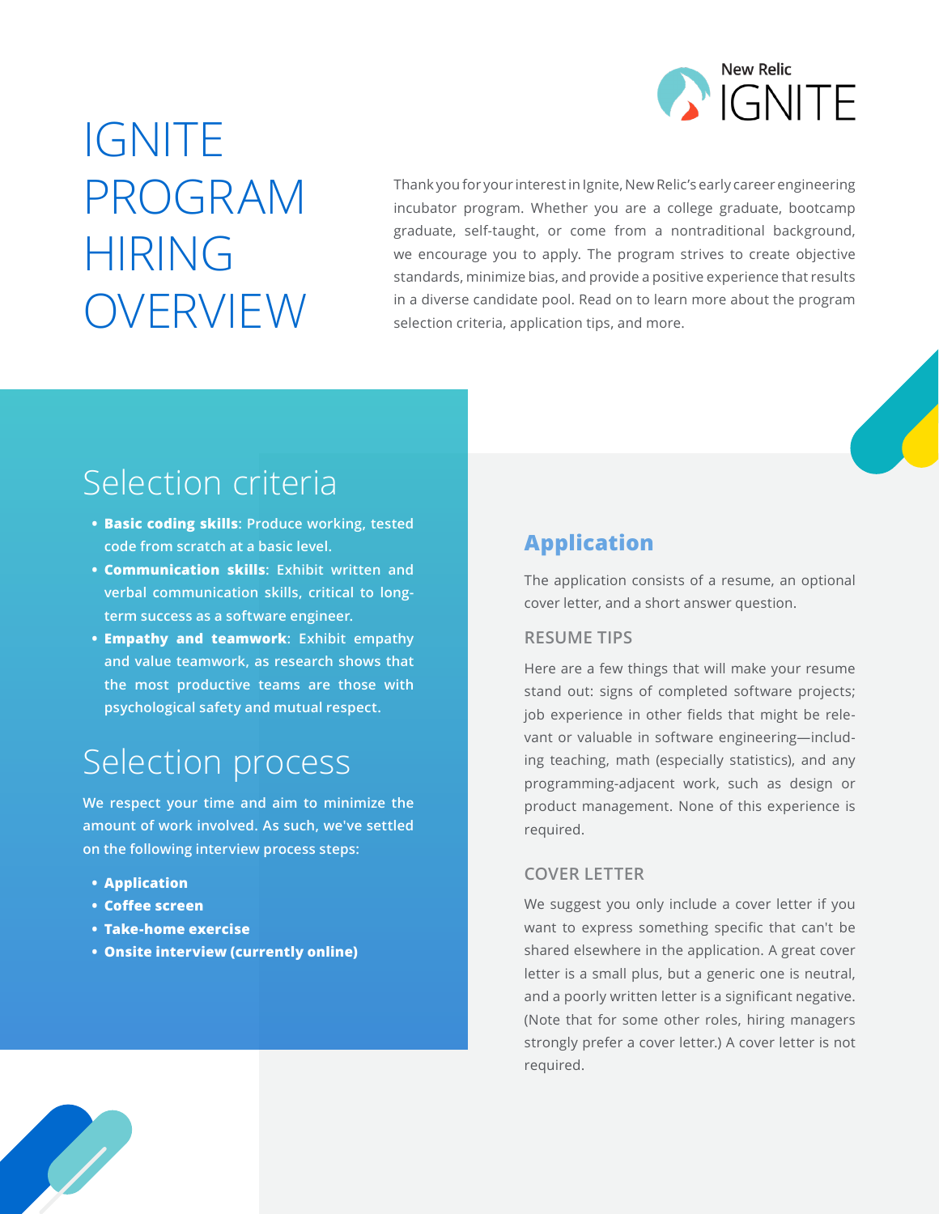# IGNITE PROGRAM HIRING OVERVIEW

Thank you for your interest in Ignite, New Relic's early career engineering incubator program. Whether you are a college graduate, bootcamp graduate, self-taught, or come from a nontraditional background, we encourage you to apply. The program strives to create objective standards, minimize bias, and provide a positive experience that results in a diverse candidate pool. Read on to learn more about the program selection criteria, application tips, and more.

## Selection criteria

- **Basic coding skills**: Produce working, tested code from scratch at a basic level.
- **Communication skills**: Exhibit written and verbal communication skills, critical to long-term success as a software engineer.
- **Empathy and teamwork**: Exhibit empathy and value teamwork, as research shows that the most productive teams are those with psychological safety and mutual respect.

## Selection process

We respect your time and aim to minimize the amount of work involved. As such, we've settled on the following interview process steps:

- **Application**
- **Coffee screen**
- **Take-home exercise**
- **Onsite interview (currently online)**

## Application

The application consists of a resume, an optional cover letter, and a short answer question.

### RESUME TIPS

Here are a few things that will make your resume stand out: signs of completed software projects; job experience in other fields that might be relevant or valuable in software engineering—including teaching, math (especially statistics), and any programming-adjacent work, such as design or product management. None of this experience is required.

### COVER LETTER

We suggest you only include a cover letter if you want to express something specific that can't be shared elsewhere in the application. A great cover letter is a small plus, but a generic one is neutral, and a poorly written letter is a significant negative. (Note that for some other roles, hiring managers strongly prefer a cover letter.) A cover letter is not required.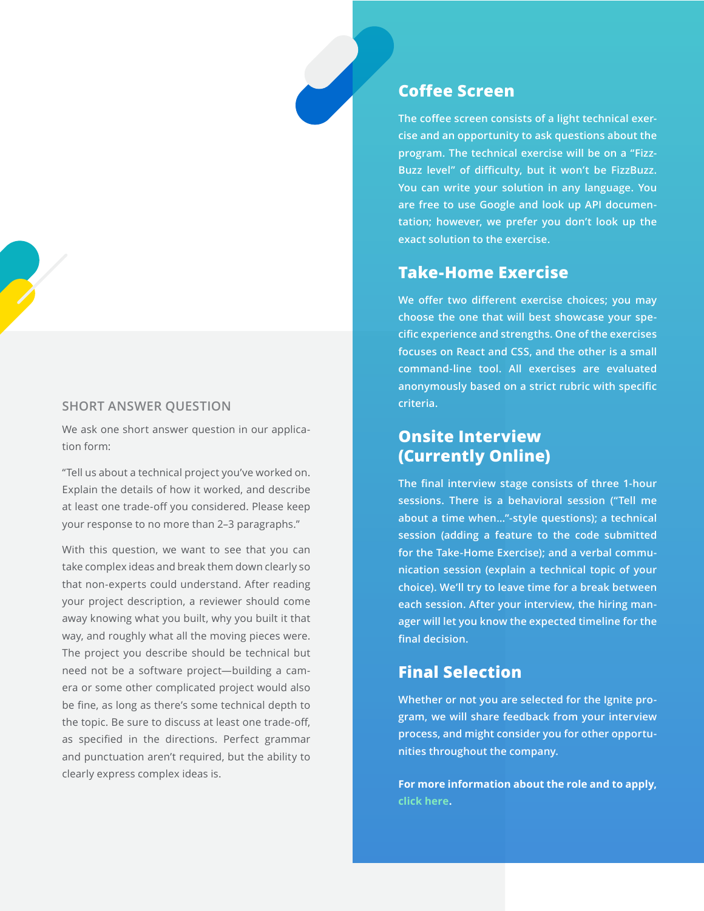## SHORT ANSWER QUESTION

We ask one short answer question in our application form:

"Tell us about a technical project you've worked on. Explain the details of how it worked, and describe at least one trade-off you considered. Please keep your response to no more than 2–3 paragraphs."

With this question, we want to see that you can take complex ideas and break them down clearly so that non-experts could understand. After reading your project description, a reviewer should come away knowing what you built, why you built it that way, and roughly what all the moving pieces were. The project you describe should be technical but need not be a software project—building a camera or some other complicated project would also be fine, as long as there's some technical depth to the topic. Be sure to discuss at least one trade-off, as specified in the directions. Perfect grammar and punctuation aren't required, but the ability to clearly express complex ideas is.

## Coffee Screen

The coffee screen consists of a light technical exercise and an opportunity to ask questions about the program. The technical exercise will be on a "FizzBuzz level" of difficulty, but it won't be FizzBuzz. You can write your solution in any language. You are free to use Google and look up API documentation; however, we prefer you don't look up the exact solution to the exercise.

## Take-Home Exercise

We offer two different exercise choices; you may choose the one that will best showcase your specific experience and strengths. One of the exercises focuses on React and CSS, and the other is a small command-line tool. All exercises are evaluated anonymously based on a strict rubric with specific criteria.

## Onsite Interview (Currently Online)

The final interview stage consists of three 1-hour sessions. There is a behavioral session ("Tell me about a time when…"-style questions); a technical session (adding a feature to the code submitted for the Take-Home Exercise); and a verbal communication session (explain a technical topic of your choice). We'll try to leave time for a break between each session. After your interview, the hiring manager will let you know the expected timeline for the final decision.

## Final Selection

Whether or not you are selected for the Ignite program, we will share feedback from your interview process, and might consider you for other opportunities throughout the company.

**For more information about the role and to apply, click here.**